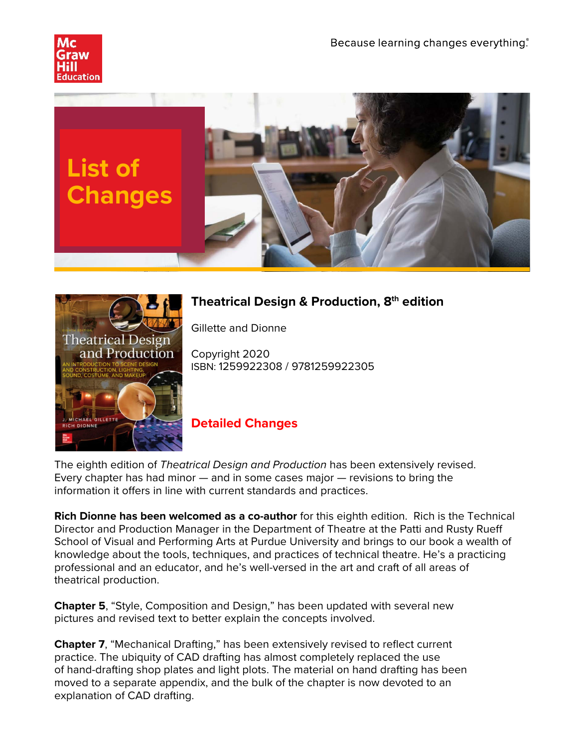Because learning changes everything.®

# List of Changes

## Theatrical Design & Production, 8th edition

Gillette and Dionne

Copyright 2020
ISBN: 1259922308 / 9781259922305

## Detailed Changes

The eighth edition of *Theatrical Design and Production* has been extensively revised. Every chapter has had minor — and in some cases major — revisions to bring the information it offers in line with current standards and practices.

**Rich Dionne has been welcomed as a co-author** for this eighth edition. Rich is the Technical Director and Production Manager in the Department of Theatre at the Patti and Rusty Rueff School of Visual and Performing Arts at Purdue University and brings to our book a wealth of knowledge about the tools, techniques, and practices of technical theatre. He's a practicing professional and an educator, and he's well-versed in the art and craft of all areas of theatrical production.

**Chapter 5**, "Style, Composition and Design," has been updated with several new pictures and revised text to better explain the concepts involved.

**Chapter 7**, "Mechanical Drafting," has been extensively revised to reflect current practice. The ubiquity of CAD drafting has almost completely replaced the use of hand-drafting shop plates and light plots. The material on hand drafting has been moved to a separate appendix, and the bulk of the chapter is now devoted to an explanation of CAD drafting.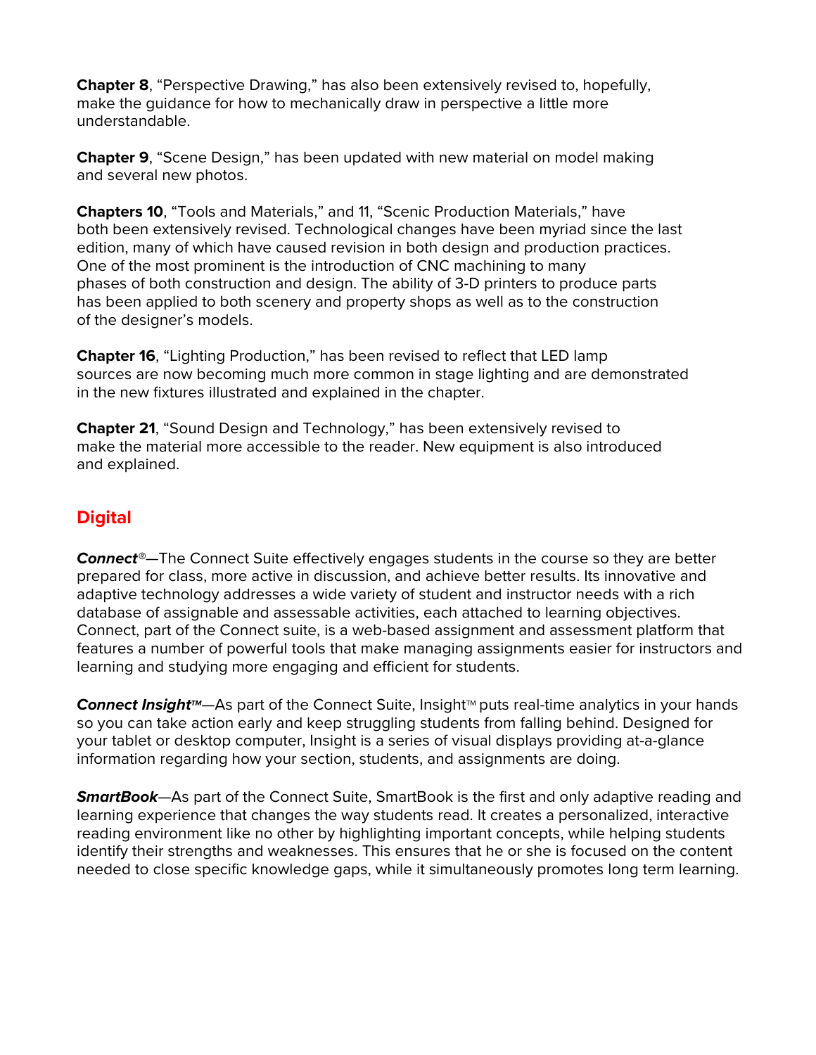**Chapter 8**, "Perspective Drawing," has also been extensively revised to, hopefully, make the guidance for how to mechanically draw in perspective a little more understandable.

**Chapter 9**, "Scene Design," has been updated with new material on model making and several new photos.

**Chapters 10**, "Tools and Materials," and 11, "Scenic Production Materials," have both been extensively revised. Technological changes have been myriad since the last edition, many of which have caused revision in both design and production practices. One of the most prominent is the introduction of CNC machining to many phases of both construction and design. The ability of 3-D printers to produce parts has been applied to both scenery and property shops as well as to the construction of the designer's models.

**Chapter 16**, "Lighting Production," has been revised to reflect that LED lamp sources are now becoming much more common in stage lighting and are demonstrated in the new fixtures illustrated and explained in the chapter.

**Chapter 21**, "Sound Design and Technology," has been extensively revised to make the material more accessible to the reader. New equipment is also introduced and explained.

## Digital

***Connect®***—The Connect Suite effectively engages students in the course so they are better prepared for class, more active in discussion, and achieve better results. Its innovative and adaptive technology addresses a wide variety of student and instructor needs with a rich database of assignable and assessable activities, each attached to learning objectives. Connect, part of the Connect suite, is a web-based assignment and assessment platform that features a number of powerful tools that make managing assignments easier for instructors and learning and studying more engaging and efficient for students.

***Connect Insight™***—As part of the Connect Suite, Insight™ puts real-time analytics in your hands so you can take action early and keep struggling students from falling behind. Designed for your tablet or desktop computer, Insight is a series of visual displays providing at-a-glance information regarding how your section, students, and assignments are doing.

***SmartBook***—As part of the Connect Suite, SmartBook is the first and only adaptive reading and learning experience that changes the way students read. It creates a personalized, interactive reading environment like no other by highlighting important concepts, while helping students identify their strengths and weaknesses. This ensures that he or she is focused on the content needed to close specific knowledge gaps, while it simultaneously promotes long term learning.